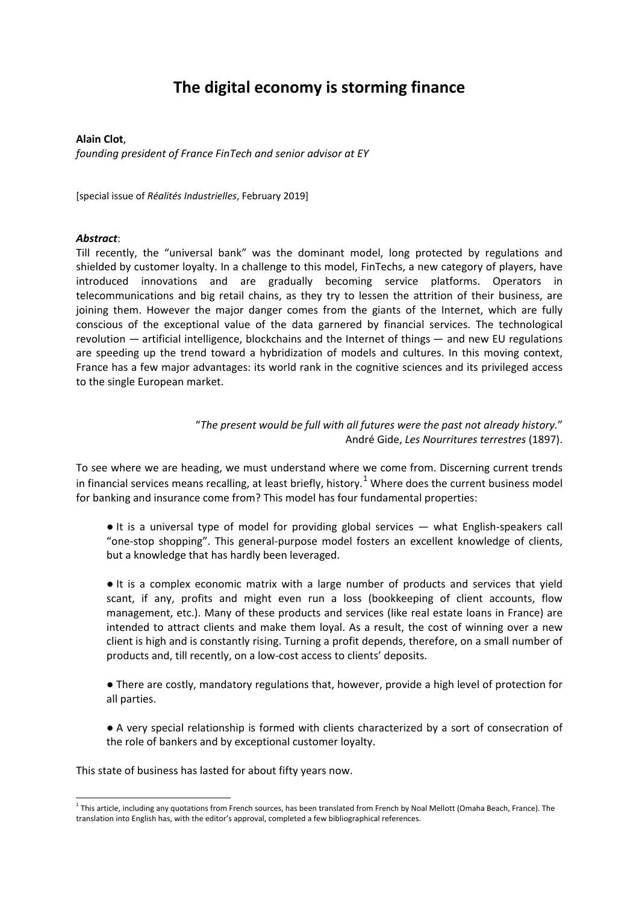# The digital economy is storming finance

**Alain Clot**,
*founding president of France FinTech and senior advisor at EY*

[special issue of *Réalités Industrielles*, February 2019]

***Abstract***:
Till recently, the "universal bank" was the dominant model, long protected by regulations and shielded by customer loyalty. In a challenge to this model, FinTechs, a new category of players, have introduced innovations and are gradually becoming service platforms. Operators in telecommunications and big retail chains, as they try to lessen the attrition of their business, are joining them. However the major danger comes from the giants of the Internet, which are fully conscious of the exceptional value of the data garnered by financial services. The technological revolution — artificial intelligence, blockchains and the Internet of things — and new EU regulations are speeding up the trend toward a hybridization of models and cultures. In this moving context, France has a few major advantages: its world rank in the cognitive sciences and its privileged access to the single European market.

> "*The present would be full with all futures were the past not already history.*"
> André Gide, *Les Nourritures terrestres* (1897).

To see where we are heading, we must understand where we come from. Discerning current trends in financial services means recalling, at least briefly, history.[1] Where does the current business model for banking and insurance come from? This model has four fundamental properties:

- It is a universal type of model for providing global services — what English-speakers call "one-stop shopping". This general-purpose model fosters an excellent knowledge of clients, but a knowledge that has hardly been leveraged.

- It is a complex economic matrix with a large number of products and services that yield scant, if any, profits and might even run a loss (bookkeeping of client accounts, flow management, etc.). Many of these products and services (like real estate loans in France) are intended to attract clients and make them loyal. As a result, the cost of winning over a new client is high and is constantly rising. Turning a profit depends, therefore, on a small number of products and, till recently, on a low-cost access to clients' deposits.

- There are costly, mandatory regulations that, however, provide a high level of protection for all parties.

- A very special relationship is formed with clients characterized by a sort of consecration of the role of bankers and by exceptional customer loyalty.

This state of business has lasted for about fifty years now.

[1] This article, including any quotations from French sources, has been translated from French by Noal Mellott (Omaha Beach, France). The translation into English has, with the editor's approval, completed a few bibliographical references.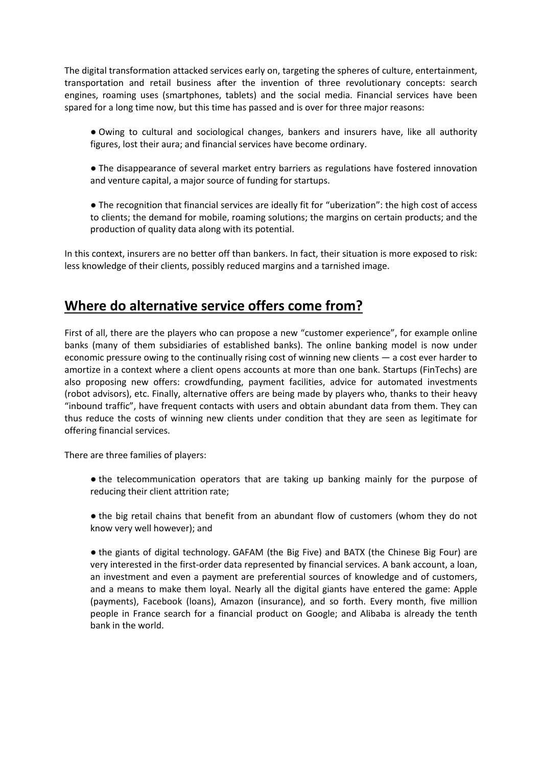The digital transformation attacked services early on, targeting the spheres of culture, entertainment, transportation and retail business after the invention of three revolutionary concepts: search engines, roaming uses (smartphones, tablets) and the social media. Financial services have been spared for a long time now, but this time has passed and is over for three major reasons:

- Owing to cultural and sociological changes, bankers and insurers have, like all authority figures, lost their aura; and financial services have become ordinary.

- The disappearance of several market entry barriers as regulations have fostered innovation and venture capital, a major source of funding for startups.

- The recognition that financial services are ideally fit for "uberization": the high cost of access to clients; the demand for mobile, roaming solutions; the margins on certain products; and the production of quality data along with its potential.

In this context, insurers are no better off than bankers. In fact, their situation is more exposed to risk: less knowledge of their clients, possibly reduced margins and a tarnished image.

## Where do alternative service offers come from?

First of all, there are the players who can propose a new "customer experience", for example online banks (many of them subsidiaries of established banks). The online banking model is now under economic pressure owing to the continually rising cost of winning new clients — a cost ever harder to amortize in a context where a client opens accounts at more than one bank. Startups (FinTechs) are also proposing new offers: crowdfunding, payment facilities, advice for automated investments (robot advisors), etc. Finally, alternative offers are being made by players who, thanks to their heavy "inbound traffic", have frequent contacts with users and obtain abundant data from them. They can thus reduce the costs of winning new clients under condition that they are seen as legitimate for offering financial services.

There are three families of players:

- the telecommunication operators that are taking up banking mainly for the purpose of reducing their client attrition rate;

- the big retail chains that benefit from an abundant flow of customers (whom they do not know very well however); and

- the giants of digital technology. GAFAM (the Big Five) and BATX (the Chinese Big Four) are very interested in the first-order data represented by financial services. A bank account, a loan, an investment and even a payment are preferential sources of knowledge and of customers, and a means to make them loyal. Nearly all the digital giants have entered the game: Apple (payments), Facebook (loans), Amazon (insurance), and so forth. Every month, five million people in France search for a financial product on Google; and Alibaba is already the tenth bank in the world.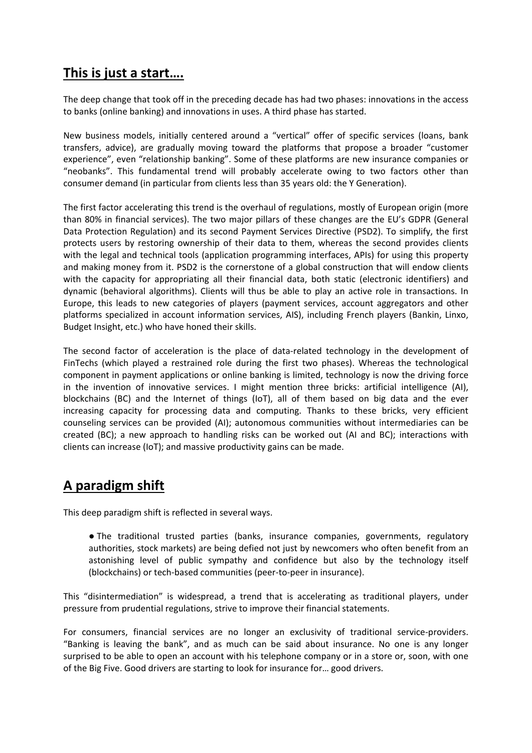## This is just a start….

The deep change that took off in the preceding decade has had two phases: innovations in the access to banks (online banking) and innovations in uses. A third phase has started.

New business models, initially centered around a "vertical" offer of specific services (loans, bank transfers, advice), are gradually moving toward the platforms that propose a broader "customer experience", even "relationship banking". Some of these platforms are new insurance companies or "neobanks". This fundamental trend will probably accelerate owing to two factors other than consumer demand (in particular from clients less than 35 years old: the Y Generation).

The first factor accelerating this trend is the overhaul of regulations, mostly of European origin (more than 80% in financial services). The two major pillars of these changes are the EU's GDPR (General Data Protection Regulation) and its second Payment Services Directive (PSD2). To simplify, the first protects users by restoring ownership of their data to them, whereas the second provides clients with the legal and technical tools (application programming interfaces, APIs) for using this property and making money from it. PSD2 is the cornerstone of a global construction that will endow clients with the capacity for appropriating all their financial data, both static (electronic identifiers) and dynamic (behavioral algorithms). Clients will thus be able to play an active role in transactions. In Europe, this leads to new categories of players (payment services, account aggregators and other platforms specialized in account information services, AIS), including French players (Bankin, Linxo, Budget Insight, etc.) who have honed their skills.

The second factor of acceleration is the place of data-related technology in the development of FinTechs (which played a restrained role during the first two phases). Whereas the technological component in payment applications or online banking is limited, technology is now the driving force in the invention of innovative services. I might mention three bricks: artificial intelligence (AI), blockchains (BC) and the Internet of things (IoT), all of them based on big data and the ever increasing capacity for processing data and computing. Thanks to these bricks, very efficient counseling services can be provided (AI); autonomous communities without intermediaries can be created (BC); a new approach to handling risks can be worked out (AI and BC); interactions with clients can increase (IoT); and massive productivity gains can be made.

## A paradigm shift

This deep paradigm shift is reflected in several ways.

- The traditional trusted parties (banks, insurance companies, governments, regulatory authorities, stock markets) are being defied not just by newcomers who often benefit from an astonishing level of public sympathy and confidence but also by the technology itself (blockchains) or tech-based communities (peer-to-peer in insurance).

This "disintermediation" is widespread, a trend that is accelerating as traditional players, under pressure from prudential regulations, strive to improve their financial statements.

For consumers, financial services are no longer an exclusivity of traditional service-providers. "Banking is leaving the bank", and as much can be said about insurance. No one is any longer surprised to be able to open an account with his telephone company or in a store or, soon, with one of the Big Five. Good drivers are starting to look for insurance for… good drivers.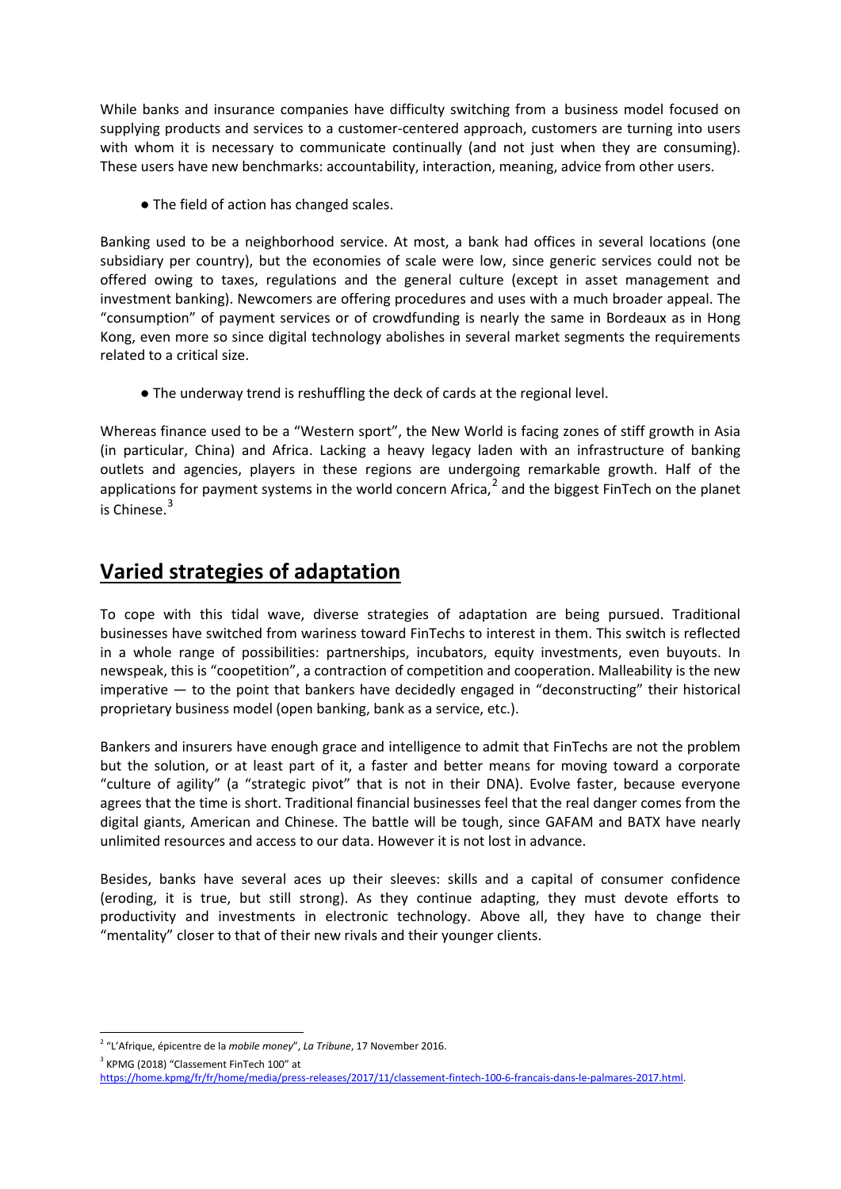While banks and insurance companies have difficulty switching from a business model focused on supplying products and services to a customer-centered approach, customers are turning into users with whom it is necessary to communicate continually (and not just when they are consuming). These users have new benchmarks: accountability, interaction, meaning, advice from other users.

- The field of action has changed scales.

Banking used to be a neighborhood service. At most, a bank had offices in several locations (one subsidiary per country), but the economies of scale were low, since generic services could not be offered owing to taxes, regulations and the general culture (except in asset management and investment banking). Newcomers are offering procedures and uses with a much broader appeal. The "consumption" of payment services or of crowdfunding is nearly the same in Bordeaux as in Hong Kong, even more so since digital technology abolishes in several market segments the requirements related to a critical size.

- The underway trend is reshuffling the deck of cards at the regional level.

Whereas finance used to be a "Western sport", the New World is facing zones of stiff growth in Asia (in particular, China) and Africa. Lacking a heavy legacy laden with an infrastructure of banking outlets and agencies, players in these regions are undergoing remarkable growth. Half of the applications for payment systems in the world concern Africa,[2] and the biggest FinTech on the planet is Chinese.[3]

## Varied strategies of adaptation

To cope with this tidal wave, diverse strategies of adaptation are being pursued. Traditional businesses have switched from wariness toward FinTechs to interest in them. This switch is reflected in a whole range of possibilities: partnerships, incubators, equity investments, even buyouts. In newspeak, this is "coopetition", a contraction of competition and cooperation. Malleability is the new imperative — to the point that bankers have decidedly engaged in "deconstructing" their historical proprietary business model (open banking, bank as a service, etc.).

Bankers and insurers have enough grace and intelligence to admit that FinTechs are not the problem but the solution, or at least part of it, a faster and better means for moving toward a corporate "culture of agility" (a "strategic pivot" that is not in their DNA). Evolve faster, because everyone agrees that the time is short. Traditional financial businesses feel that the real danger comes from the digital giants, American and Chinese. The battle will be tough, since GAFAM and BATX have nearly unlimited resources and access to our data. However it is not lost in advance.

Besides, banks have several aces up their sleeves: skills and a capital of consumer confidence (eroding, it is true, but still strong). As they continue adapting, they must devote efforts to productivity and investments in electronic technology. Above all, they have to change their "mentality" closer to that of their new rivals and their younger clients.

---

[2] "L'Afrique, épicentre de la *mobile money*", *La Tribune*, 17 November 2016.

[3] KPMG (2018) "Classement FinTech 100" at https://home.kpmg/fr/fr/home/media/press-releases/2017/11/classement-fintech-100-6-francais-dans-le-palmares-2017.html.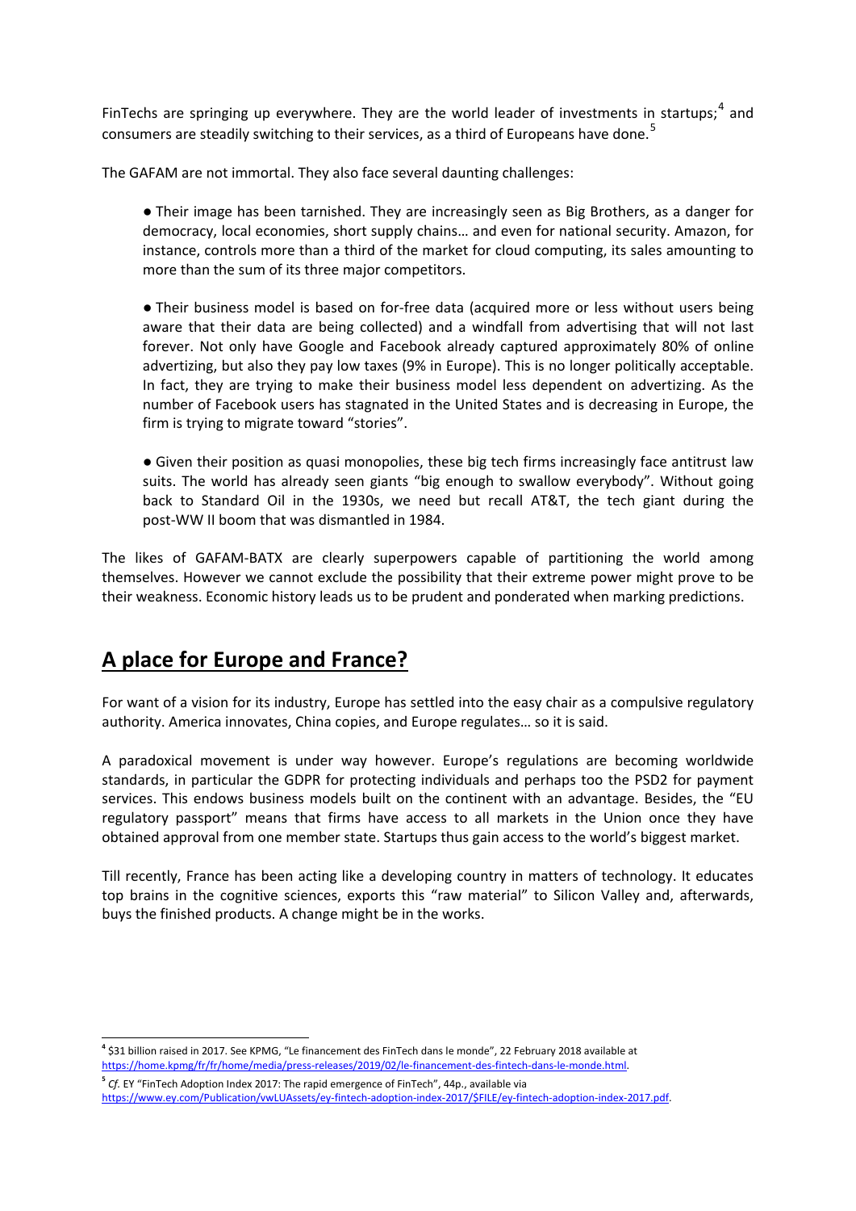FinTechs are springing up everywhere. They are the world leader of investments in startups;[4] and consumers are steadily switching to their services, as a third of Europeans have done.[5]

The GAFAM are not immortal. They also face several daunting challenges:

- Their image has been tarnished. They are increasingly seen as Big Brothers, as a danger for democracy, local economies, short supply chains… and even for national security. Amazon, for instance, controls more than a third of the market for cloud computing, its sales amounting to more than the sum of its three major competitors.

- Their business model is based on for-free data (acquired more or less without users being aware that their data are being collected) and a windfall from advertising that will not last forever. Not only have Google and Facebook already captured approximately 80% of online advertizing, but also they pay low taxes (9% in Europe). This is no longer politically acceptable. In fact, they are trying to make their business model less dependent on advertizing. As the number of Facebook users has stagnated in the United States and is decreasing in Europe, the firm is trying to migrate toward "stories".

- Given their position as quasi monopolies, these big tech firms increasingly face antitrust law suits. The world has already seen giants "big enough to swallow everybody". Without going back to Standard Oil in the 1930s, we need but recall AT&T, the tech giant during the post-WW II boom that was dismantled in 1984.

The likes of GAFAM-BATX are clearly superpowers capable of partitioning the world among themselves. However we cannot exclude the possibility that their extreme power might prove to be their weakness. Economic history leads us to be prudent and ponderated when marking predictions.

## A place for Europe and France?

For want of a vision for its industry, Europe has settled into the easy chair as a compulsive regulatory authority. America innovates, China copies, and Europe regulates… so it is said.

A paradoxical movement is under way however. Europe's regulations are becoming worldwide standards, in particular the GDPR for protecting individuals and perhaps too the PSD2 for payment services. This endows business models built on the continent with an advantage. Besides, the "EU regulatory passport" means that firms have access to all markets in the Union once they have obtained approval from one member state. Startups thus gain access to the world's biggest market.

Till recently, France has been acting like a developing country in matters of technology. It educates top brains in the cognitive sciences, exports this "raw material" to Silicon Valley and, afterwards, buys the finished products. A change might be in the works.

---

[4] $31 billion raised in 2017. See KPMG, "Le financement des FinTech dans le monde", 22 February 2018 available at https://home.kpmg/fr/fr/home/media/press-releases/2019/02/le-financement-des-fintech-dans-le-monde.html.

[5] *Cf.* EY "FinTech Adoption Index 2017: The rapid emergence of FinTech", 44p., available via https://www.ey.com/Publication/vwLUAssets/ey-fintech-adoption-index-2017/$FILE/ey-fintech-adoption-index-2017.pdf.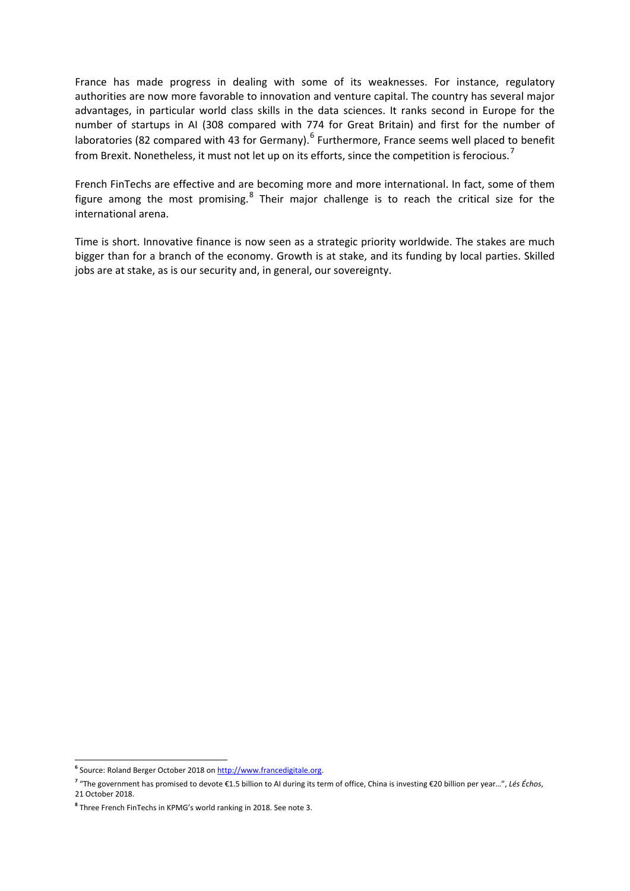France has made progress in dealing with some of its weaknesses. For instance, regulatory authorities are now more favorable to innovation and venture capital. The country has several major advantages, in particular world class skills in the data sciences. It ranks second in Europe for the number of startups in AI (308 compared with 774 for Great Britain) and first for the number of laboratories (82 compared with 43 for Germany).[6] Furthermore, France seems well placed to benefit from Brexit. Nonetheless, it must not let up on its efforts, since the competition is ferocious.[7]

French FinTechs are effective and are becoming more and more international. In fact, some of them figure among the most promising.[8] Their major challenge is to reach the critical size for the international arena.

Time is short. Innovative finance is now seen as a strategic priority worldwide. The stakes are much bigger than for a branch of the economy. Growth is at stake, and its funding by local parties. Skilled jobs are at stake, as is our security and, in general, our sovereignty.

---

[6] Source: Roland Berger October 2018 on http://www.francedigitale.org.

[7] "The government has promised to devote €1.5 billion to AI during its term of office, China is investing €20 billion per year…", *Lés Échos*, 21 October 2018.

[8] Three French FinTechs in KPMG's world ranking in 2018. See note 3.